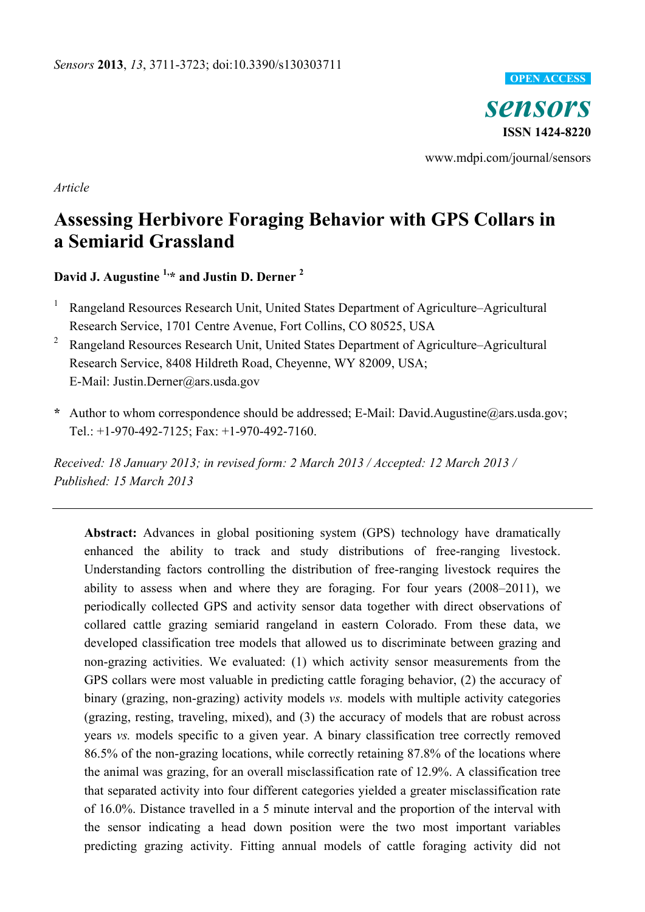*Article*

# Assessing Herbivore Foraging Behavior with GPS Collars in a Semiarid Grassland

**David J. Augustine [1,*] and Justin D. Derner [2]**

[1] Rangeland Resources Research Unit, United States Department of Agriculture–Agricultural Research Service, 1701 Centre Avenue, Fort Collins, CO 80525, USA

[2] Rangeland Resources Research Unit, United States Department of Agriculture–Agricultural Research Service, 8408 Hildreth Road, Cheyenne, WY 82009, USA; E-Mail: Justin.Derner@ars.usda.gov

**\*** Author to whom correspondence should be addressed; E-Mail: David.Augustine@ars.usda.gov; Tel.: +1-970-492-7125; Fax: +1-970-492-7160.

*Received: 18 January 2013; in revised form: 2 March 2013 / Accepted: 12 March 2013 / Published: 15 March 2013*

---

**Abstract:** Advances in global positioning system (GPS) technology have dramatically enhanced the ability to track and study distributions of free-ranging livestock. Understanding factors controlling the distribution of free-ranging livestock requires the ability to assess when and where they are foraging. For four years (2008–2011), we periodically collected GPS and activity sensor data together with direct observations of collared cattle grazing semiarid rangeland in eastern Colorado. From these data, we developed classification tree models that allowed us to discriminate between grazing and non-grazing activities. We evaluated: (1) which activity sensor measurements from the GPS collars were most valuable in predicting cattle foraging behavior, (2) the accuracy of binary (grazing, non-grazing) activity models *vs.* models with multiple activity categories (grazing, resting, traveling, mixed), and (3) the accuracy of models that are robust across years *vs.* models specific to a given year. A binary classification tree correctly removed 86.5% of the non-grazing locations, while correctly retaining 87.8% of the locations where the animal was grazing, for an overall misclassification rate of 12.9%. A classification tree that separated activity into four different categories yielded a greater misclassification rate of 16.0%. Distance travelled in a 5 minute interval and the proportion of the interval with the sensor indicating a head down position were the two most important variables predicting grazing activity. Fitting annual models of cattle foraging activity did not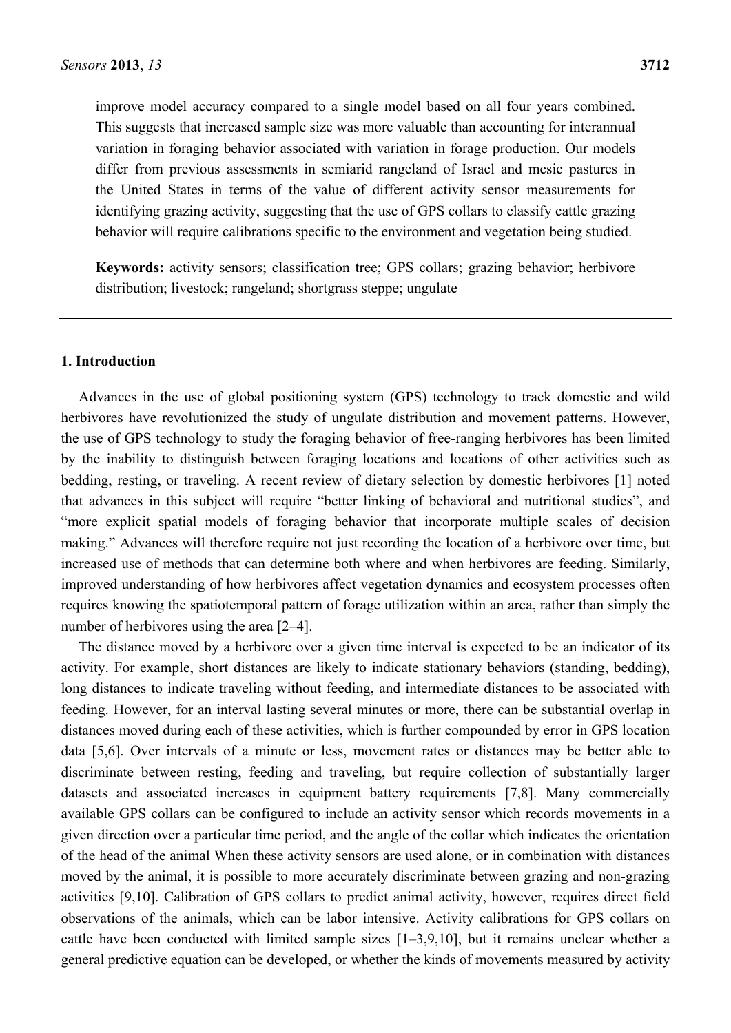improve model accuracy compared to a single model based on all four years combined. This suggests that increased sample size was more valuable than accounting for interannual variation in foraging behavior associated with variation in forage production. Our models differ from previous assessments in semiarid rangeland of Israel and mesic pastures in the United States in terms of the value of different activity sensor measurements for identifying grazing activity, suggesting that the use of GPS collars to classify cattle grazing behavior will require calibrations specific to the environment and vegetation being studied.

**Keywords:** activity sensors; classification tree; GPS collars; grazing behavior; herbivore distribution; livestock; rangeland; shortgrass steppe; ungulate

---

## 1. Introduction

Advances in the use of global positioning system (GPS) technology to track domestic and wild herbivores have revolutionized the study of ungulate distribution and movement patterns. However, the use of GPS technology to study the foraging behavior of free-ranging herbivores has been limited by the inability to distinguish between foraging locations and locations of other activities such as bedding, resting, or traveling. A recent review of dietary selection by domestic herbivores [1] noted that advances in this subject will require "better linking of behavioral and nutritional studies", and "more explicit spatial models of foraging behavior that incorporate multiple scales of decision making." Advances will therefore require not just recording the location of a herbivore over time, but increased use of methods that can determine both where and when herbivores are feeding. Similarly, improved understanding of how herbivores affect vegetation dynamics and ecosystem processes often requires knowing the spatiotemporal pattern of forage utilization within an area, rather than simply the number of herbivores using the area [2–4].

The distance moved by a herbivore over a given time interval is expected to be an indicator of its activity. For example, short distances are likely to indicate stationary behaviors (standing, bedding), long distances to indicate traveling without feeding, and intermediate distances to be associated with feeding. However, for an interval lasting several minutes or more, there can be substantial overlap in distances moved during each of these activities, which is further compounded by error in GPS location data [5,6]. Over intervals of a minute or less, movement rates or distances may be better able to discriminate between resting, feeding and traveling, but require collection of substantially larger datasets and associated increases in equipment battery requirements [7,8]. Many commercially available GPS collars can be configured to include an activity sensor which records movements in a given direction over a particular time period, and the angle of the collar which indicates the orientation of the head of the animal When these activity sensors are used alone, or in combination with distances moved by the animal, it is possible to more accurately discriminate between grazing and non-grazing activities [9,10]. Calibration of GPS collars to predict animal activity, however, requires direct field observations of the animals, which can be labor intensive. Activity calibrations for GPS collars on cattle have been conducted with limited sample sizes [1–3,9,10], but it remains unclear whether a general predictive equation can be developed, or whether the kinds of movements measured by activity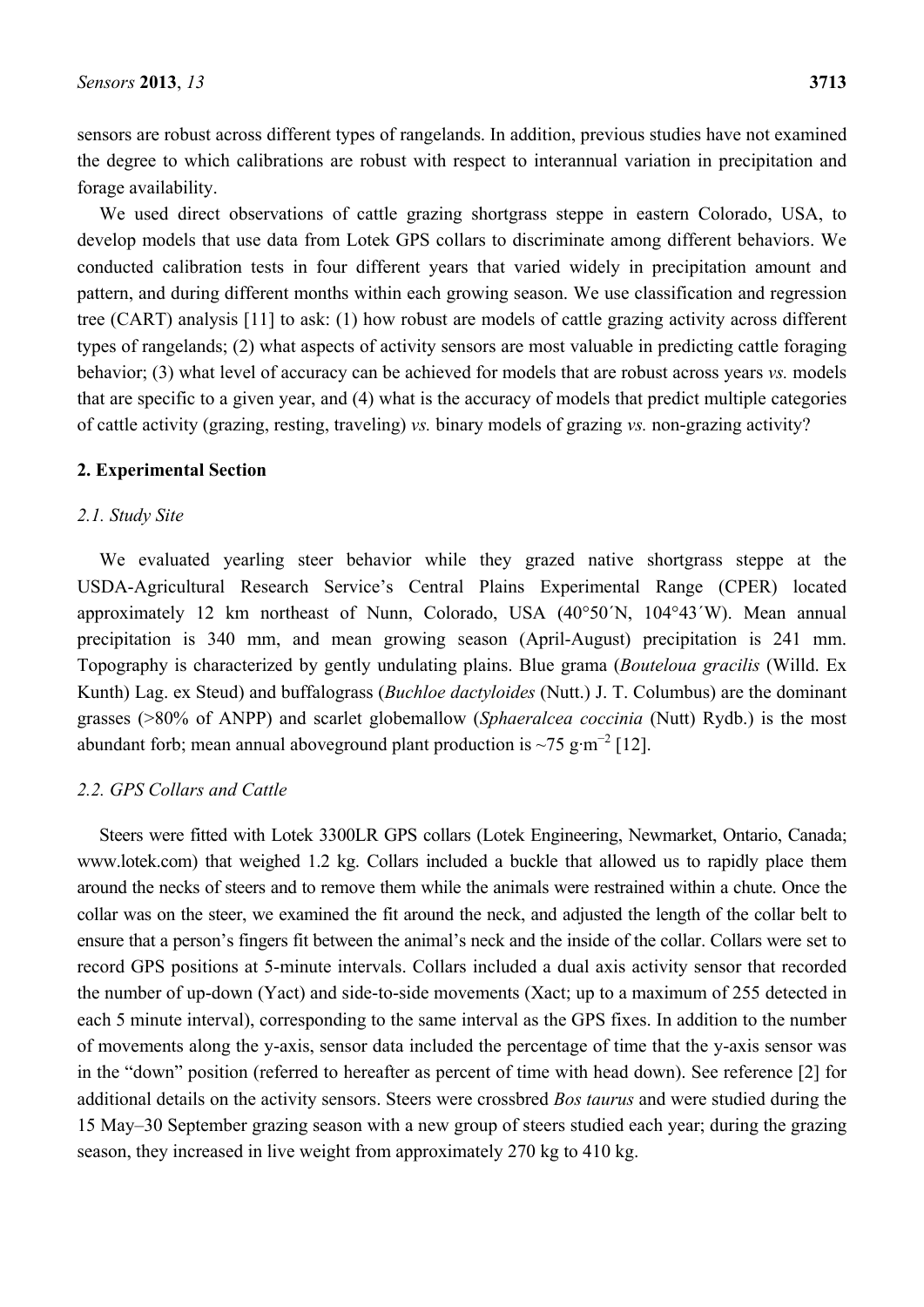sensors are robust across different types of rangelands. In addition, previous studies have not examined the degree to which calibrations are robust with respect to interannual variation in precipitation and forage availability.

We used direct observations of cattle grazing shortgrass steppe in eastern Colorado, USA, to develop models that use data from Lotek GPS collars to discriminate among different behaviors. We conducted calibration tests in four different years that varied widely in precipitation amount and pattern, and during different months within each growing season. We use classification and regression tree (CART) analysis [11] to ask: (1) how robust are models of cattle grazing activity across different types of rangelands; (2) what aspects of activity sensors are most valuable in predicting cattle foraging behavior; (3) what level of accuracy can be achieved for models that are robust across years *vs.* models that are specific to a given year, and (4) what is the accuracy of models that predict multiple categories of cattle activity (grazing, resting, traveling) *vs.* binary models of grazing *vs.* non-grazing activity?

## 2. Experimental Section

### 2.1. Study Site

We evaluated yearling steer behavior while they grazed native shortgrass steppe at the USDA-Agricultural Research Service's Central Plains Experimental Range (CPER) located approximately 12 km northeast of Nunn, Colorado, USA (40°50´N, 104°43´W). Mean annual precipitation is 340 mm, and mean growing season (April-August) precipitation is 241 mm. Topography is characterized by gently undulating plains. Blue grama (*Bouteloua gracilis* (Willd. Ex Kunth) Lag. ex Steud) and buffalograss (*Buchloe dactyloides* (Nutt.) J. T. Columbus) are the dominant grasses (>80% of ANPP) and scarlet globemallow (*Sphaeralcea coccinia* (Nutt) Rydb.) is the most abundant forb; mean annual aboveground plant production is ~75 $g{\cdot}m^{-2}$ [12].

### 2.2. GPS Collars and Cattle

Steers were fitted with Lotek 3300LR GPS collars (Lotek Engineering, Newmarket, Ontario, Canada; www.lotek.com) that weighed 1.2 kg. Collars included a buckle that allowed us to rapidly place them around the necks of steers and to remove them while the animals were restrained within a chute. Once the collar was on the steer, we examined the fit around the neck, and adjusted the length of the collar belt to ensure that a person's fingers fit between the animal's neck and the inside of the collar. Collars were set to record GPS positions at 5-minute intervals. Collars included a dual axis activity sensor that recorded the number of up-down (Yact) and side-to-side movements (Xact; up to a maximum of 255 detected in each 5 minute interval), corresponding to the same interval as the GPS fixes. In addition to the number of movements along the y-axis, sensor data included the percentage of time that the y-axis sensor was in the "down" position (referred to hereafter as percent of time with head down). See reference [2] for additional details on the activity sensors. Steers were crossbred *Bos taurus* and were studied during the 15 May–30 September grazing season with a new group of steers studied each year; during the grazing season, they increased in live weight from approximately 270 kg to 410 kg.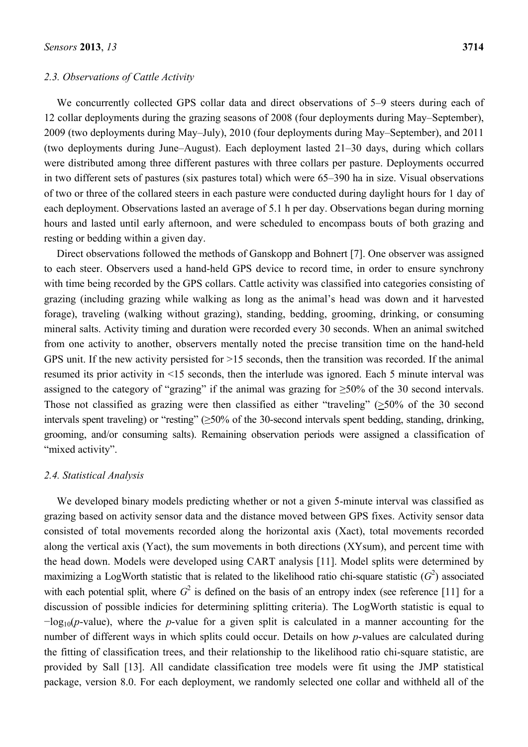### 2.3. Observations of Cattle Activity

We concurrently collected GPS collar data and direct observations of 5–9 steers during each of 12 collar deployments during the grazing seasons of 2008 (four deployments during May–September), 2009 (two deployments during May–July), 2010 (four deployments during May–September), and 2011 (two deployments during June–August). Each deployment lasted 21–30 days, during which collars were distributed among three different pastures with three collars per pasture. Deployments occurred in two different sets of pastures (six pastures total) which were 65–390 ha in size. Visual observations of two or three of the collared steers in each pasture were conducted during daylight hours for 1 day of each deployment. Observations lasted an average of 5.1 h per day. Observations began during morning hours and lasted until early afternoon, and were scheduled to encompass bouts of both grazing and resting or bedding within a given day.

Direct observations followed the methods of Ganskopp and Bohnert [7]. One observer was assigned to each steer. Observers used a hand-held GPS device to record time, in order to ensure synchrony with time being recorded by the GPS collars. Cattle activity was classified into categories consisting of grazing (including grazing while walking as long as the animal's head was down and it harvested forage), traveling (walking without grazing), standing, bedding, grooming, drinking, or consuming mineral salts. Activity timing and duration were recorded every 30 seconds. When an animal switched from one activity to another, observers mentally noted the precise transition time on the hand-held GPS unit. If the new activity persisted for >15 seconds, then the transition was recorded. If the animal resumed its prior activity in <15 seconds, then the interlude was ignored. Each 5 minute interval was assigned to the category of "grazing" if the animal was grazing for ≥50% of the 30 second intervals. Those not classified as grazing were then classified as either "traveling" (≥50% of the 30 second intervals spent traveling) or "resting" (≥50% of the 30-second intervals spent bedding, standing, drinking, grooming, and/or consuming salts). Remaining observation periods were assigned a classification of "mixed activity".

### 2.4. Statistical Analysis

We developed binary models predicting whether or not a given 5-minute interval was classified as grazing based on activity sensor data and the distance moved between GPS fixes. Activity sensor data consisted of total movements recorded along the horizontal axis (Xact), total movements recorded along the vertical axis (Yact), the sum movements in both directions (XYsum), and percent time with the head down. Models were developed using CART analysis [11]. Model splits were determined by maximizing a LogWorth statistic that is related to the likelihood ratio chi-square statistic ($G^2$) associated with each potential split, where $G^2$ is defined on the basis of an entropy index (see reference [11] for a discussion of possible indicies for determining splitting criteria). The LogWorth statistic is equal to $-\log_{10}(p\text{-value})$, where the *p*-value for a given split is calculated in a manner accounting for the number of different ways in which splits could occur. Details on how *p*-values are calculated during the fitting of classification trees, and their relationship to the likelihood ratio chi-square statistic, are provided by Sall [13]. All candidate classification tree models were fit using the JMP statistical package, version 8.0. For each deployment, we randomly selected one collar and withheld all of the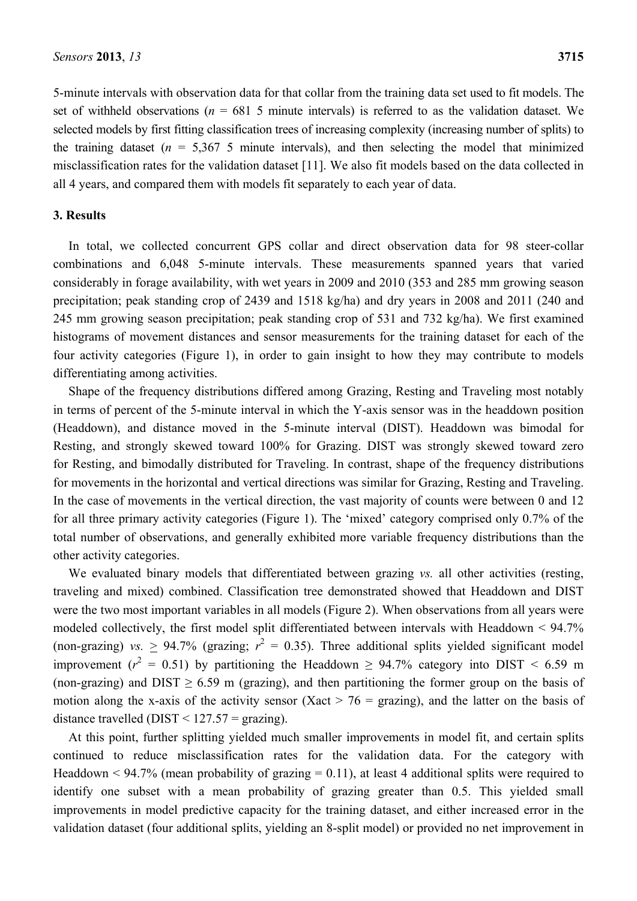5-minute intervals with observation data for that collar from the training data set used to fit models. The set of withheld observations ($n$ = 681 5 minute intervals) is referred to as the validation dataset. We selected models by first fitting classification trees of increasing complexity (increasing number of splits) to the training dataset ($n$ = 5,367 5 minute intervals), and then selecting the model that minimized misclassification rates for the validation dataset [11]. We also fit models based on the data collected in all 4 years, and compared them with models fit separately to each year of data.

## 3. Results

In total, we collected concurrent GPS collar and direct observation data for 98 steer-collar combinations and 6,048 5-minute intervals. These measurements spanned years that varied considerably in forage availability, with wet years in 2009 and 2010 (353 and 285 mm growing season precipitation; peak standing crop of 2439 and 1518 kg/ha) and dry years in 2008 and 2011 (240 and 245 mm growing season precipitation; peak standing crop of 531 and 732 kg/ha). We first examined histograms of movement distances and sensor measurements for the training dataset for each of the four activity categories (Figure 1), in order to gain insight to how they may contribute to models differentiating among activities.

Shape of the frequency distributions differed among Grazing, Resting and Traveling most notably in terms of percent of the 5-minute interval in which the Y-axis sensor was in the headdown position (Headdown), and distance moved in the 5-minute interval (DIST). Headdown was bimodal for Resting, and strongly skewed toward 100% for Grazing. DIST was strongly skewed toward zero for Resting, and bimodally distributed for Traveling. In contrast, shape of the frequency distributions for movements in the horizontal and vertical directions was similar for Grazing, Resting and Traveling. In the case of movements in the vertical direction, the vast majority of counts were between 0 and 12 for all three primary activity categories (Figure 1). The 'mixed' category comprised only 0.7% of the total number of observations, and generally exhibited more variable frequency distributions than the other activity categories.

We evaluated binary models that differentiated between grazing *vs.* all other activities (resting, traveling and mixed) combined. Classification tree demonstrated showed that Headdown and DIST were the two most important variables in all models (Figure 2). When observations from all years were modeled collectively, the first model split differentiated between intervals with Headdown < 94.7% (non-grazing) *vs.* ≥ 94.7% (grazing; $r^2$ = 0.35). Three additional splits yielded significant model improvement ($r^2$ = 0.51) by partitioning the Headdown ≥ 94.7% category into DIST < 6.59 m (non-grazing) and DIST ≥ 6.59 m (grazing), and then partitioning the former group on the basis of motion along the x-axis of the activity sensor (Xact > 76 = grazing), and the latter on the basis of distance travelled (DIST < 127.57 = grazing).

At this point, further splitting yielded much smaller improvements in model fit, and certain splits continued to reduce misclassification rates for the validation data. For the category with Headdown < 94.7% (mean probability of grazing = 0.11), at least 4 additional splits were required to identify one subset with a mean probability of grazing greater than 0.5. This yielded small improvements in model predictive capacity for the training dataset, and either increased error in the validation dataset (four additional splits, yielding an 8-split model) or provided no net improvement in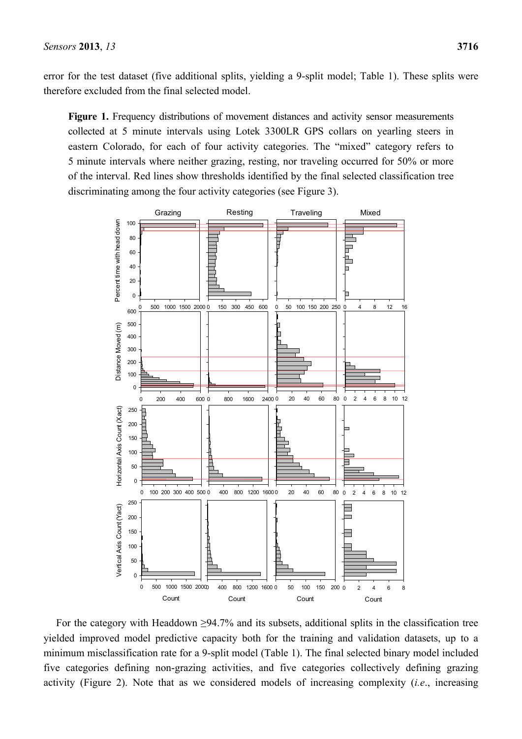error for the test dataset (five additional splits, yielding a 9-split model; Table 1). These splits were therefore excluded from the final selected model.

**Figure 1.** Frequency distributions of movement distances and activity sensor measurements collected at 5 minute intervals using Lotek 3300LR GPS collars on yearling steers in eastern Colorado, for each of four activity categories. The "mixed" category refers to 5 minute intervals where neither grazing, resting, nor traveling occurred for 50% or more of the interval. Red lines show thresholds identified by the final selected classification tree discriminating among the four activity categories (see Figure 3).

For the category with Headdown ≥94.7% and its subsets, additional splits in the classification tree yielded improved model predictive capacity both for the training and validation datasets, up to a minimum misclassification rate for a 9-split model (Table 1). The final selected binary model included five categories defining non-grazing activities, and five categories collectively defining grazing activity (Figure 2). Note that as we considered models of increasing complexity (*i.e*., increasing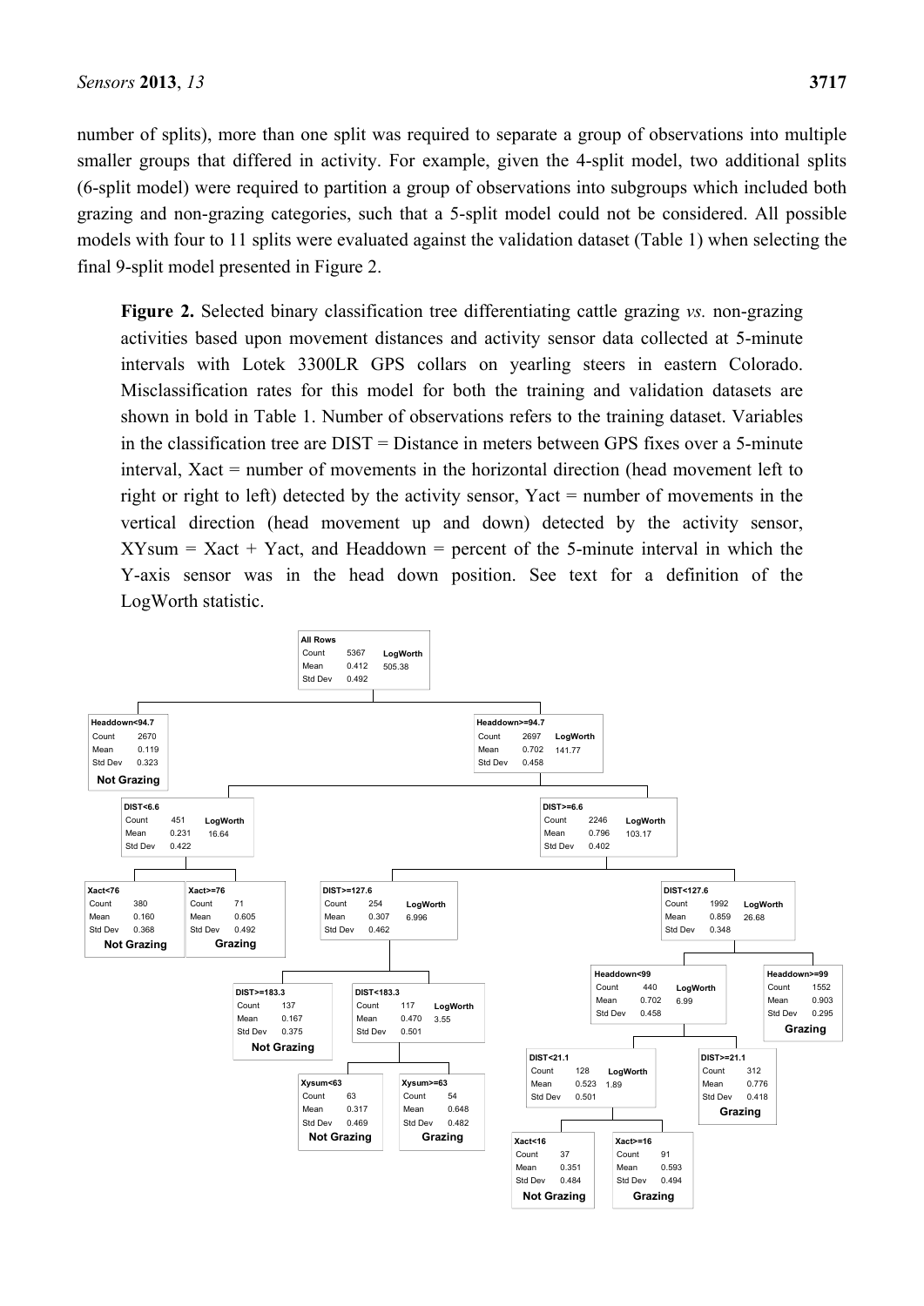number of splits), more than one split was required to separate a group of observations into multiple smaller groups that differed in activity. For example, given the 4-split model, two additional splits (6-split model) were required to partition a group of observations into subgroups which included both grazing and non-grazing categories, such that a 5-split model could not be considered. All possible models with four to 11 splits were evaluated against the validation dataset (Table 1) when selecting the final 9-split model presented in Figure 2.

**Figure 2.** Selected binary classification tree differentiating cattle grazing *vs.* non-grazing activities based upon movement distances and activity sensor data collected at 5-minute intervals with Lotek 3300LR GPS collars on yearling steers in eastern Colorado. Misclassification rates for this model for both the training and validation datasets are shown in bold in Table 1. Number of observations refers to the training dataset. Variables in the classification tree are DIST = Distance in meters between GPS fixes over a 5-minute interval, Xact = number of movements in the horizontal direction (head movement left to right or right to left) detected by the activity sensor, Yact = number of movements in the vertical direction (head movement up and down) detected by the activity sensor, XYsum = Xact + Yact, and Headdown = percent of the 5-minute interval in which the Y-axis sensor was in the head down position. See text for a definition of the LogWorth statistic.

| Node | Parent | Count | Mean | Std Dev | LogWorth | Class |
|---|---|---|---|---|---|---|
| All Rows | – | 5367 | 0.412 | 0.492 | 505.38 | |
| Headdown<94.7 | All Rows | 2670 | 0.119 | 0.323 | | Not Grazing |
| Headdown>=94.7 | All Rows | 2697 | 0.702 | 0.458 | 141.77 | |
| DIST<6.6 | Headdown>=94.7 | 451 | 0.231 | 0.422 | 16.64 | |
| Xact<76 | DIST<6.6 | 380 | 0.160 | 0.368 | | Not Grazing |
| Xact>=76 | DIST<6.6 | 71 | 0.605 | 0.492 | | Grazing |
| DIST>=6.6 | Headdown>=94.7 | 2246 | 0.796 | 0.402 | 103.17 | |
| DIST>=127.6 | DIST>=6.6 | 254 | 0.307 | 0.462 | 6.996 | |
| DIST>=183.3 | DIST>=127.6 | 137 | 0.167 | 0.375 | | Not Grazing |
| DIST<183.3 | DIST>=127.6 | 117 | 0.470 | 0.501 | 3.55 | |
| Xysum<63 | DIST<183.3 | 63 | 0.317 | 0.469 | | Not Grazing |
| Xysum>=63 | DIST<183.3 | 54 | 0.648 | 0.482 | | Grazing |
| DIST<127.6 | DIST>=6.6 | 1992 | 0.859 | 0.348 | 26.68 | |
| Headdown<99 | DIST<127.6 | 440 | 0.702 | 0.458 | 6.99 | |
| DIST<21.1 | Headdown<99 | 128 | 0.523 | 0.501 | 1.89 | |
| Xact<16 | DIST<21.1 | 37 | 0.351 | 0.484 | | Not Grazing |
| Xact>=16 | DIST<21.1 | 91 | 0.593 | 0.494 | | Grazing |
| DIST>=21.1 | Headdown<99 | 312 | 0.776 | 0.418 | | Grazing |
| Headdown>=99 | DIST<127.6 | 1552 | 0.903 | 0.295 | | Grazing |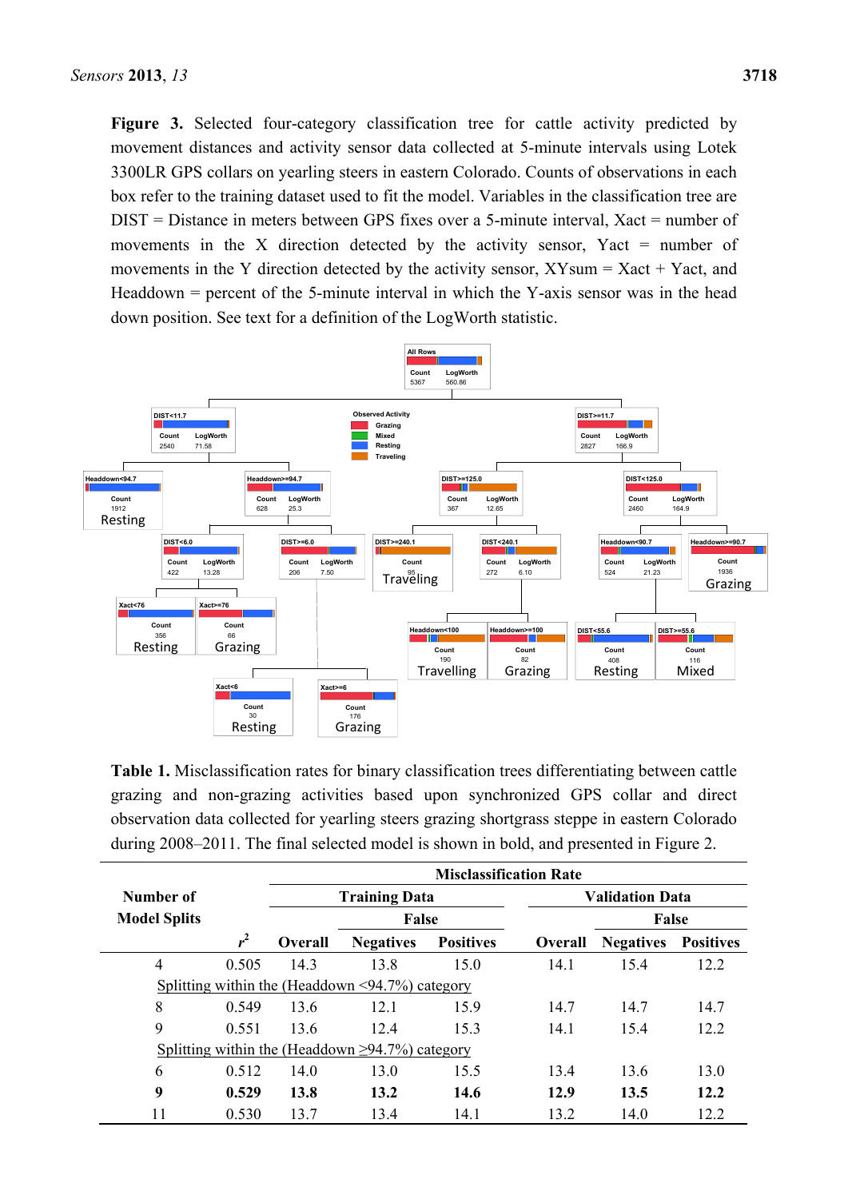**Figure 3.** Selected four-category classification tree for cattle activity predicted by movement distances and activity sensor data collected at 5-minute intervals using Lotek 3300LR GPS collars on yearling steers in eastern Colorado. Counts of observations in each box refer to the training dataset used to fit the model. Variables in the classification tree are DIST = Distance in meters between GPS fixes over a 5-minute interval, Xact = number of movements in the X direction detected by the activity sensor, Yact = number of movements in the Y direction detected by the activity sensor, XYsum = Xact + Yact, and Headdown = percent of the 5-minute interval in which the Y-axis sensor was in the head down position. See text for a definition of the LogWorth statistic.

**Table 1.** Misclassification rates for binary classification trees differentiating between cattle grazing and non-grazing activities based upon synchronized GPS collar and direct observation data collected for yearling steers grazing shortgrass steppe in eastern Colorado during 2008–2011. The final selected model is shown in bold, and presented in Figure 2.

| Number of Model Splits | | Misclassification Rate | | | | | |
|---|---|---|---|---|---|---|---|
| | | Training Data | | | Validation Data | | |
| | | | False | | | False | |
| | $r^2$ | Overall | Negatives | Positives | Overall | Negatives | Positives |
| 4 | 0.505 | 14.3 | 13.8 | 15.0 | 14.1 | 15.4 | 12.2 |
| Splitting within the (Headdown <94.7%) category | | | | | | | |
| 8 | 0.549 | 13.6 | 12.1 | 15.9 | 14.7 | 14.7 | 14.7 |
| 9 | 0.551 | 13.6 | 12.4 | 15.3 | 14.1 | 15.4 | 12.2 |
| Splitting within the (Headdown ≥94.7%) category | | | | | | | |
| 6 | 0.512 | 14.0 | 13.0 | 15.5 | 13.4 | 13.6 | 13.0 |
| **9** | **0.529** | **13.8** | **13.2** | **14.6** | **12.9** | **13.5** | **12.2** |
| 11 | 0.530 | 13.7 | 13.4 | 14.1 | 13.2 | 14.0 | 12.2 |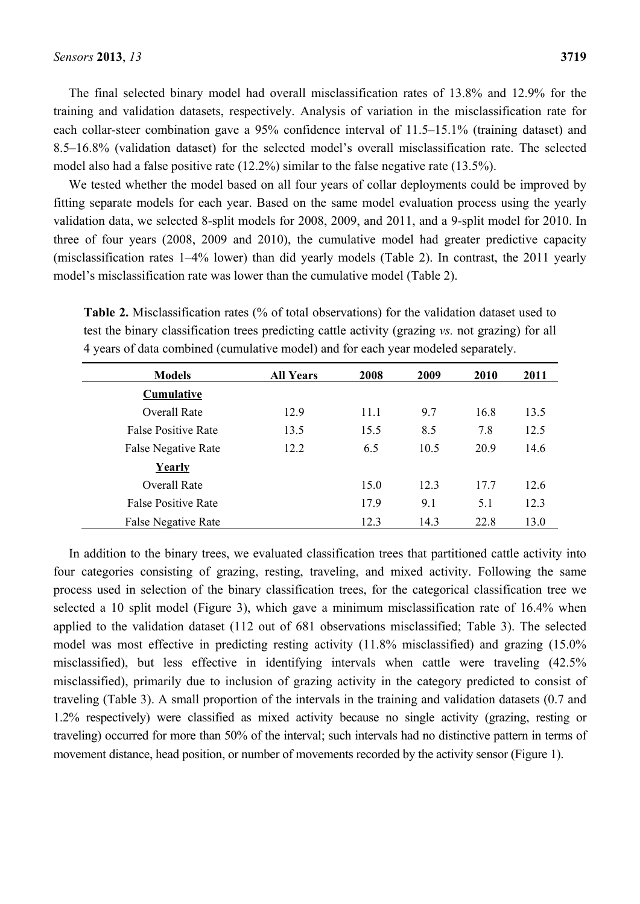The final selected binary model had overall misclassification rates of 13.8% and 12.9% for the training and validation datasets, respectively. Analysis of variation in the misclassification rate for each collar-steer combination gave a 95% confidence interval of 11.5–15.1% (training dataset) and 8.5–16.8% (validation dataset) for the selected model's overall misclassification rate. The selected model also had a false positive rate (12.2%) similar to the false negative rate (13.5%).

We tested whether the model based on all four years of collar deployments could be improved by fitting separate models for each year. Based on the same model evaluation process using the yearly validation data, we selected 8-split models for 2008, 2009, and 2011, and a 9-split model for 2010. In three of four years (2008, 2009 and 2010), the cumulative model had greater predictive capacity (misclassification rates 1–4% lower) than did yearly models (Table 2). In contrast, the 2011 yearly model's misclassification rate was lower than the cumulative model (Table 2).

**Table 2.** Misclassification rates (% of total observations) for the validation dataset used to test the binary classification trees predicting cattle activity (grazing *vs.* not grazing) for all 4 years of data combined (cumulative model) and for each year modeled separately.

| Models | All Years | 2008 | 2009 | 2010 | 2011 |
|---|---|---|---|---|---|
| **Cumulative** | | | | | |
| Overall Rate | 12.9 | 11.1 | 9.7 | 16.8 | 13.5 |
| False Positive Rate | 13.5 | 15.5 | 8.5 | 7.8 | 12.5 |
| False Negative Rate | 12.2 | 6.5 | 10.5 | 20.9 | 14.6 |
| **Yearly** | | | | | |
| Overall Rate | | 15.0 | 12.3 | 17.7 | 12.6 |
| False Positive Rate | | 17.9 | 9.1 | 5.1 | 12.3 |
| False Negative Rate | | 12.3 | 14.3 | 22.8 | 13.0 |

In addition to the binary trees, we evaluated classification trees that partitioned cattle activity into four categories consisting of grazing, resting, traveling, and mixed activity. Following the same process used in selection of the binary classification trees, for the categorical classification tree we selected a 10 split model (Figure 3), which gave a minimum misclassification rate of 16.4% when applied to the validation dataset (112 out of 681 observations misclassified; Table 3). The selected model was most effective in predicting resting activity (11.8% misclassified) and grazing (15.0% misclassified), but less effective in identifying intervals when cattle were traveling (42.5% misclassified), primarily due to inclusion of grazing activity in the category predicted to consist of traveling (Table 3). A small proportion of the intervals in the training and validation datasets (0.7 and 1.2% respectively) were classified as mixed activity because no single activity (grazing, resting or traveling) occurred for more than 50% of the interval; such intervals had no distinctive pattern in terms of movement distance, head position, or number of movements recorded by the activity sensor (Figure 1).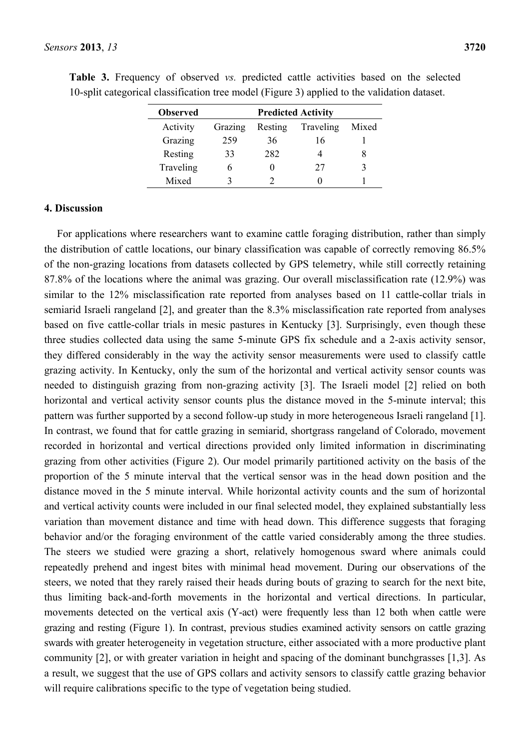**Table 3.** Frequency of observed *vs.* predicted cattle activities based on the selected 10-split categorical classification tree model (Figure 3) applied to the validation dataset.

| **Observed** | **Predicted Activity** | | | |
|---|---|---|---|---|
| Activity | Grazing | Resting | Traveling | Mixed |
| Grazing | 259 | 36 | 16 | 1 |
| Resting | 33 | 282 | 4 | 8 |
| Traveling | 6 | 0 | 27 | 3 |
| Mixed | 3 | 2 | 0 | 1 |

## 4. Discussion

For applications where researchers want to examine cattle foraging distribution, rather than simply the distribution of cattle locations, our binary classification was capable of correctly removing 86.5% of the non-grazing locations from datasets collected by GPS telemetry, while still correctly retaining 87.8% of the locations where the animal was grazing. Our overall misclassification rate (12.9%) was similar to the 12% misclassification rate reported from analyses based on 11 cattle-collar trials in semiarid Israeli rangeland [2], and greater than the 8.3% misclassification rate reported from analyses based on five cattle-collar trials in mesic pastures in Kentucky [3]. Surprisingly, even though these three studies collected data using the same 5-minute GPS fix schedule and a 2-axis activity sensor, they differed considerably in the way the activity sensor measurements were used to classify cattle grazing activity. In Kentucky, only the sum of the horizontal and vertical activity sensor counts was needed to distinguish grazing from non-grazing activity [3]. The Israeli model [2] relied on both horizontal and vertical activity sensor counts plus the distance moved in the 5-minute interval; this pattern was further supported by a second follow-up study in more heterogeneous Israeli rangeland [1]. In contrast, we found that for cattle grazing in semiarid, shortgrass rangeland of Colorado, movement recorded in horizontal and vertical directions provided only limited information in discriminating grazing from other activities (Figure 2). Our model primarily partitioned activity on the basis of the proportion of the 5 minute interval that the vertical sensor was in the head down position and the distance moved in the 5 minute interval. While horizontal activity counts and the sum of horizontal and vertical activity counts were included in our final selected model, they explained substantially less variation than movement distance and time with head down. This difference suggests that foraging behavior and/or the foraging environment of the cattle varied considerably among the three studies. The steers we studied were grazing a short, relatively homogenous sward where animals could repeatedly prehend and ingest bites with minimal head movement. During our observations of the steers, we noted that they rarely raised their heads during bouts of grazing to search for the next bite, thus limiting back-and-forth movements in the horizontal and vertical directions. In particular, movements detected on the vertical axis (Y-act) were frequently less than 12 both when cattle were grazing and resting (Figure 1). In contrast, previous studies examined activity sensors on cattle grazing swards with greater heterogeneity in vegetation structure, either associated with a more productive plant community [2], or with greater variation in height and spacing of the dominant bunchgrasses [1,3]. As a result, we suggest that the use of GPS collars and activity sensors to classify cattle grazing behavior will require calibrations specific to the type of vegetation being studied.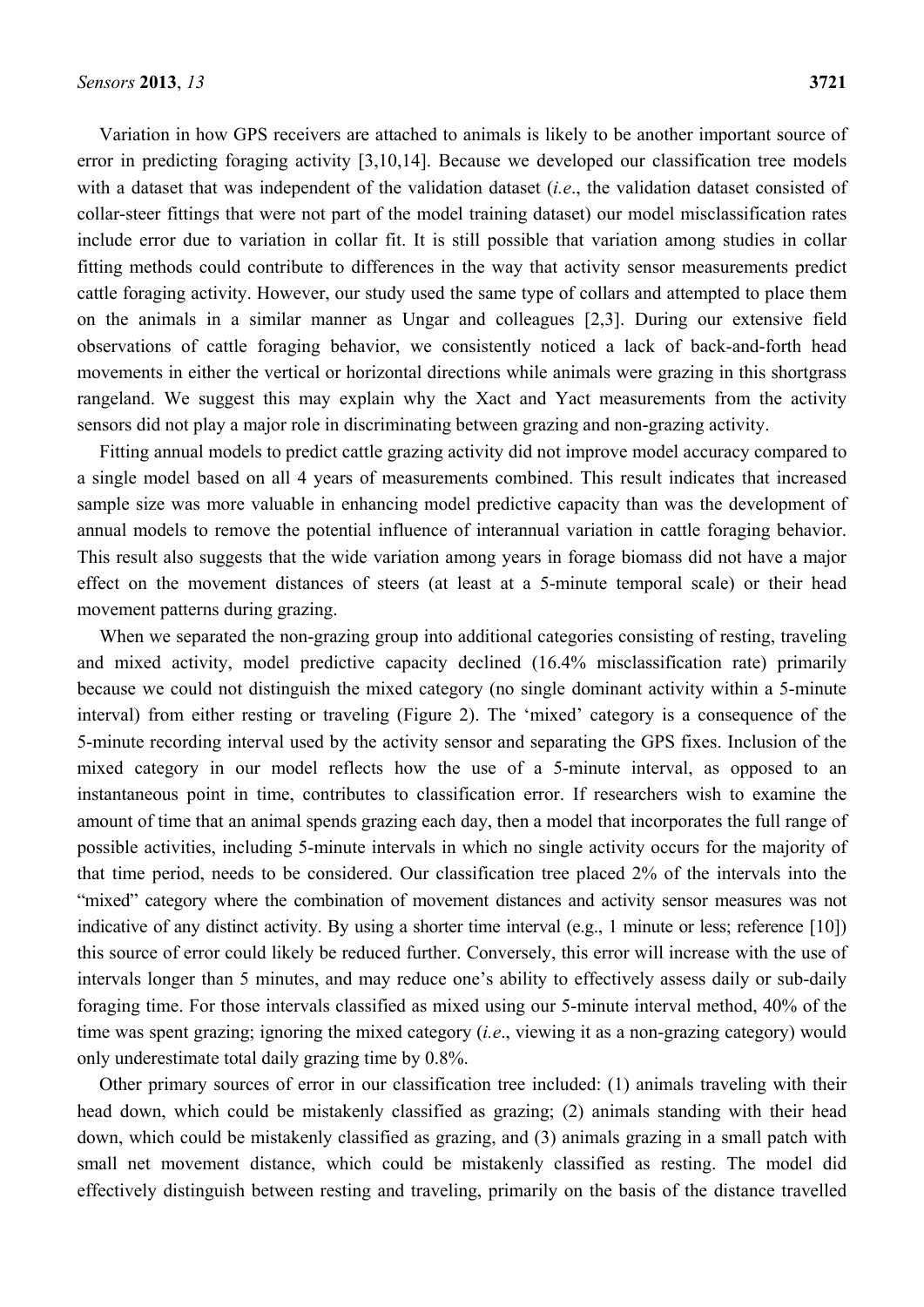Variation in how GPS receivers are attached to animals is likely to be another important source of error in predicting foraging activity [3,10,14]. Because we developed our classification tree models with a dataset that was independent of the validation dataset (*i.e*., the validation dataset consisted of collar-steer fittings that were not part of the model training dataset) our model misclassification rates include error due to variation in collar fit. It is still possible that variation among studies in collar fitting methods could contribute to differences in the way that activity sensor measurements predict cattle foraging activity. However, our study used the same type of collars and attempted to place them on the animals in a similar manner as Ungar and colleagues [2,3]. During our extensive field observations of cattle foraging behavior, we consistently noticed a lack of back-and-forth head movements in either the vertical or horizontal directions while animals were grazing in this shortgrass rangeland. We suggest this may explain why the Xact and Yact measurements from the activity sensors did not play a major role in discriminating between grazing and non-grazing activity.

Fitting annual models to predict cattle grazing activity did not improve model accuracy compared to a single model based on all 4 years of measurements combined. This result indicates that increased sample size was more valuable in enhancing model predictive capacity than was the development of annual models to remove the potential influence of interannual variation in cattle foraging behavior. This result also suggests that the wide variation among years in forage biomass did not have a major effect on the movement distances of steers (at least at a 5-minute temporal scale) or their head movement patterns during grazing.

When we separated the non-grazing group into additional categories consisting of resting, traveling and mixed activity, model predictive capacity declined (16.4% misclassification rate) primarily because we could not distinguish the mixed category (no single dominant activity within a 5-minute interval) from either resting or traveling (Figure 2). The 'mixed' category is a consequence of the 5-minute recording interval used by the activity sensor and separating the GPS fixes. Inclusion of the mixed category in our model reflects how the use of a 5-minute interval, as opposed to an instantaneous point in time, contributes to classification error. If researchers wish to examine the amount of time that an animal spends grazing each day, then a model that incorporates the full range of possible activities, including 5-minute intervals in which no single activity occurs for the majority of that time period, needs to be considered. Our classification tree placed 2% of the intervals into the "mixed" category where the combination of movement distances and activity sensor measures was not indicative of any distinct activity. By using a shorter time interval (e.g., 1 minute or less; reference [10]) this source of error could likely be reduced further. Conversely, this error will increase with the use of intervals longer than 5 minutes, and may reduce one's ability to effectively assess daily or sub-daily foraging time. For those intervals classified as mixed using our 5-minute interval method, 40% of the time was spent grazing; ignoring the mixed category (*i.e*., viewing it as a non-grazing category) would only underestimate total daily grazing time by 0.8%.

Other primary sources of error in our classification tree included: (1) animals traveling with their head down, which could be mistakenly classified as grazing; (2) animals standing with their head down, which could be mistakenly classified as grazing, and (3) animals grazing in a small patch with small net movement distance, which could be mistakenly classified as resting. The model did effectively distinguish between resting and traveling, primarily on the basis of the distance travelled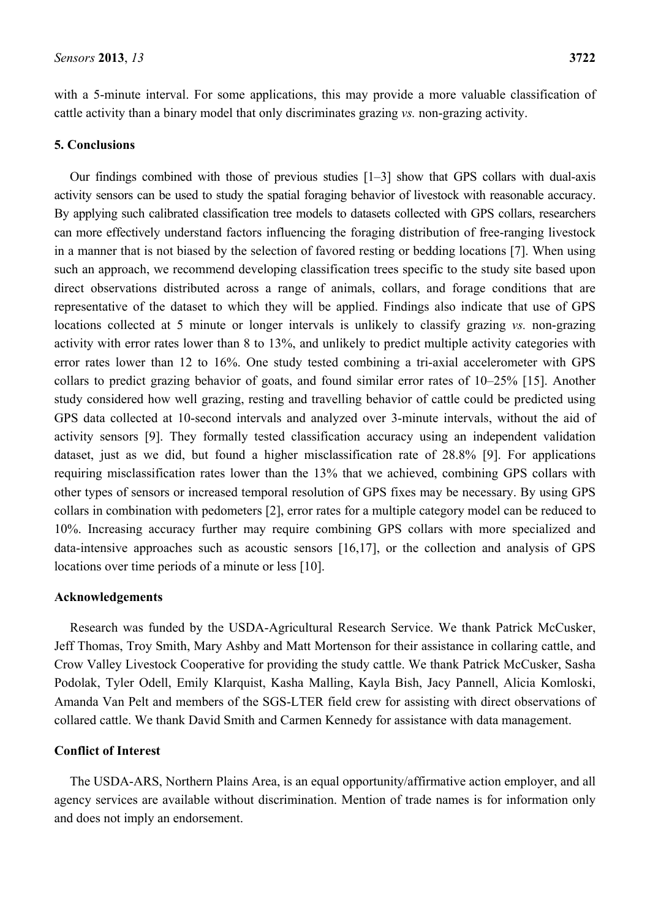with a 5-minute interval. For some applications, this may provide a more valuable classification of cattle activity than a binary model that only discriminates grazing *vs.* non-grazing activity.

## 5. Conclusions

Our findings combined with those of previous studies [1–3] show that GPS collars with dual-axis activity sensors can be used to study the spatial foraging behavior of livestock with reasonable accuracy. By applying such calibrated classification tree models to datasets collected with GPS collars, researchers can more effectively understand factors influencing the foraging distribution of free-ranging livestock in a manner that is not biased by the selection of favored resting or bedding locations [7]. When using such an approach, we recommend developing classification trees specific to the study site based upon direct observations distributed across a range of animals, collars, and forage conditions that are representative of the dataset to which they will be applied. Findings also indicate that use of GPS locations collected at 5 minute or longer intervals is unlikely to classify grazing *vs.* non-grazing activity with error rates lower than 8 to 13%, and unlikely to predict multiple activity categories with error rates lower than 12 to 16%. One study tested combining a tri-axial accelerometer with GPS collars to predict grazing behavior of goats, and found similar error rates of 10–25% [15]. Another study considered how well grazing, resting and travelling behavior of cattle could be predicted using GPS data collected at 10-second intervals and analyzed over 3-minute intervals, without the aid of activity sensors [9]. They formally tested classification accuracy using an independent validation dataset, just as we did, but found a higher misclassification rate of 28.8% [9]. For applications requiring misclassification rates lower than the 13% that we achieved, combining GPS collars with other types of sensors or increased temporal resolution of GPS fixes may be necessary. By using GPS collars in combination with pedometers [2], error rates for a multiple category model can be reduced to 10%. Increasing accuracy further may require combining GPS collars with more specialized and data-intensive approaches such as acoustic sensors [16,17], or the collection and analysis of GPS locations over time periods of a minute or less [10].

## Acknowledgements

Research was funded by the USDA-Agricultural Research Service. We thank Patrick McCusker, Jeff Thomas, Troy Smith, Mary Ashby and Matt Mortenson for their assistance in collaring cattle, and Crow Valley Livestock Cooperative for providing the study cattle. We thank Patrick McCusker, Sasha Podolak, Tyler Odell, Emily Klarquist, Kasha Malling, Kayla Bish, Jacy Pannell, Alicia Komloski, Amanda Van Pelt and members of the SGS-LTER field crew for assisting with direct observations of collared cattle. We thank David Smith and Carmen Kennedy for assistance with data management.

## Conflict of Interest

The USDA-ARS, Northern Plains Area, is an equal opportunity/affirmative action employer, and all agency services are available without discrimination. Mention of trade names is for information only and does not imply an endorsement.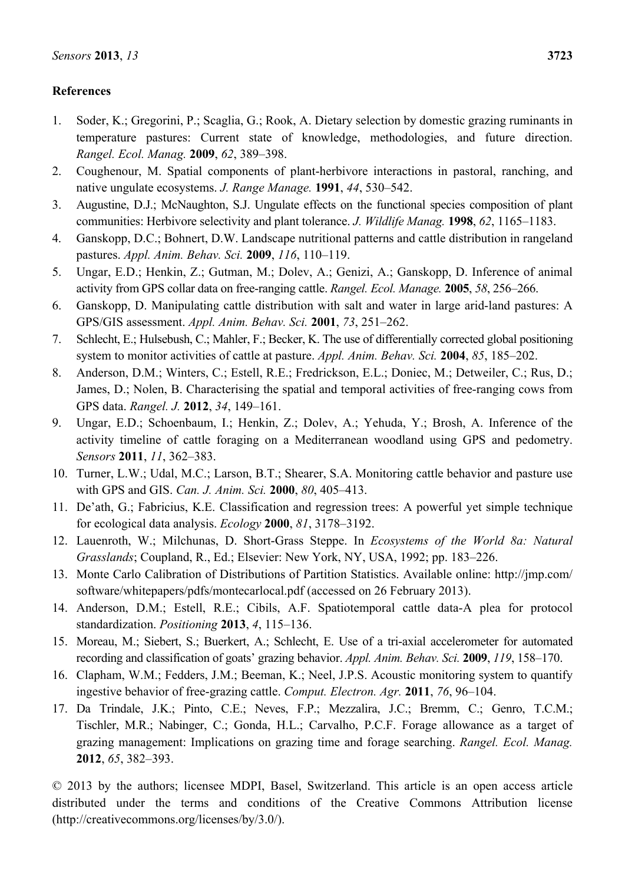## References

1. Soder, K.; Gregorini, P.; Scaglia, G.; Rook, A. Dietary selection by domestic grazing ruminants in temperature pastures: Current state of knowledge, methodologies, and future direction. *Rangel. Ecol. Manag.* **2009**, *62*, 389–398.
2. Coughenour, M. Spatial components of plant-herbivore interactions in pastoral, ranching, and native ungulate ecosystems. *J. Range Manage.* **1991**, *44*, 530–542.
3. Augustine, D.J.; McNaughton, S.J. Ungulate effects on the functional species composition of plant communities: Herbivore selectivity and plant tolerance. *J. Wildlife Manag.* **1998**, *62*, 1165–1183.
4. Ganskopp, D.C.; Bohnert, D.W. Landscape nutritional patterns and cattle distribution in rangeland pastures. *Appl. Anim. Behav. Sci.* **2009**, *116*, 110–119.
5. Ungar, E.D.; Henkin, Z.; Gutman, M.; Dolev, A.; Genizi, A.; Ganskopp, D. Inference of animal activity from GPS collar data on free-ranging cattle. *Rangel. Ecol. Manage.* **2005**, *58*, 256–266.
6. Ganskopp, D. Manipulating cattle distribution with salt and water in large arid-land pastures: A GPS/GIS assessment. *Appl. Anim. Behav. Sci.* **2001**, *73*, 251–262.
7. Schlecht, E.; Hulsebush, C.; Mahler, F.; Becker, K. The use of differentially corrected global positioning system to monitor activities of cattle at pasture. *Appl. Anim. Behav. Sci.* **2004**, *85*, 185–202.
8. Anderson, D.M.; Winters, C.; Estell, R.E.; Fredrickson, E.L.; Doniec, M.; Detweiler, C.; Rus, D.; James, D.; Nolen, B. Characterising the spatial and temporal activities of free-ranging cows from GPS data. *Rangel. J.* **2012**, *34*, 149–161.
9. Ungar, E.D.; Schoenbaum, I.; Henkin, Z.; Dolev, A.; Yehuda, Y.; Brosh, A. Inference of the activity timeline of cattle foraging on a Mediterranean woodland using GPS and pedometry. *Sensors* **2011**, *11*, 362–383.
10. Turner, L.W.; Udal, M.C.; Larson, B.T.; Shearer, S.A. Monitoring cattle behavior and pasture use with GPS and GIS. *Can. J. Anim. Sci.* **2000**, *80*, 405–413.
11. De'ath, G.; Fabricius, K.E. Classification and regression trees: A powerful yet simple technique for ecological data analysis. *Ecology* **2000**, *81*, 3178–3192.
12. Lauenroth, W.; Milchunas, D. Short-Grass Steppe. In *Ecosystems of the World 8a: Natural Grasslands*; Coupland, R., Ed.; Elsevier: New York, NY, USA, 1992; pp. 183–226.
13. Monte Carlo Calibration of Distributions of Partition Statistics. Available online: http://jmp.com/software/whitepapers/pdfs/montecarlocal.pdf (accessed on 26 February 2013).
14. Anderson, D.M.; Estell, R.E.; Cibils, A.F. Spatiotemporal cattle data-A plea for protocol standardization. *Positioning* **2013**, *4*, 115–136.
15. Moreau, M.; Siebert, S.; Buerkert, A.; Schlecht, E. Use of a tri-axial accelerometer for automated recording and classification of goats' grazing behavior. *Appl. Anim. Behav. Sci.* **2009**, *119*, 158–170.
16. Clapham, W.M.; Fedders, J.M.; Beeman, K.; Neel, J.P.S. Acoustic monitoring system to quantify ingestive behavior of free-grazing cattle. *Comput. Electron. Agr.* **2011**, *76*, 96–104.
17. Da Trindale, J.K.; Pinto, C.E.; Neves, F.P.; Mezzalira, J.C.; Bremm, C.; Genro, T.C.M.; Tischler, M.R.; Nabinger, C.; Gonda, H.L.; Carvalho, P.C.F. Forage allowance as a target of grazing management: Implications on grazing time and forage searching. *Rangel. Ecol. Manag.* **2012**, *65*, 382–393.

© 2013 by the authors; licensee MDPI, Basel, Switzerland. This article is an open access article distributed under the terms and conditions of the Creative Commons Attribution license (http://creativecommons.org/licenses/by/3.0/).